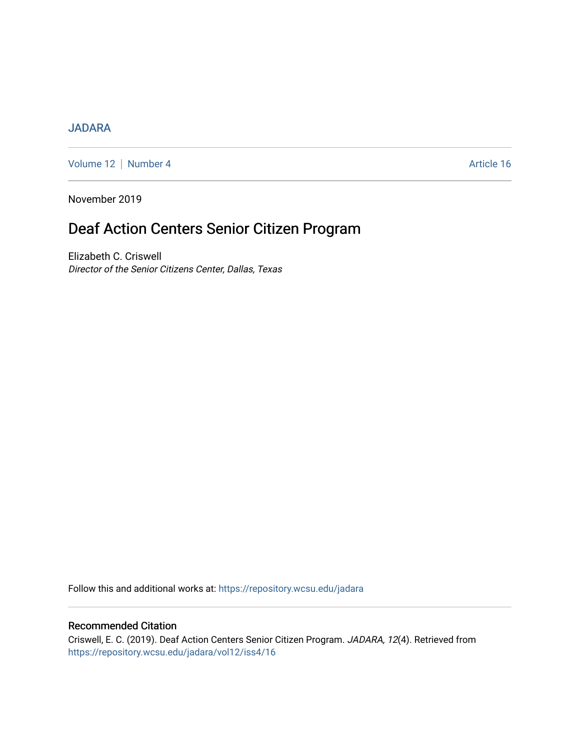JADARA

Volume 12 | Number 4 Article 16

November 2019

# Deaf Action Centers Senior Citizen Program

Elizabeth C. Criswell

*Director of the Senior Citizens Center, Dallas, Texas*

Follow this and additional works at: https://repository.wcsu.edu/jadara

## Recommended Citation

Criswell, E. C. (2019). Deaf Action Centers Senior Citizen Program. *JADARA, 12*(4). Retrieved from https://repository.wcsu.edu/jadara/vol12/iss4/16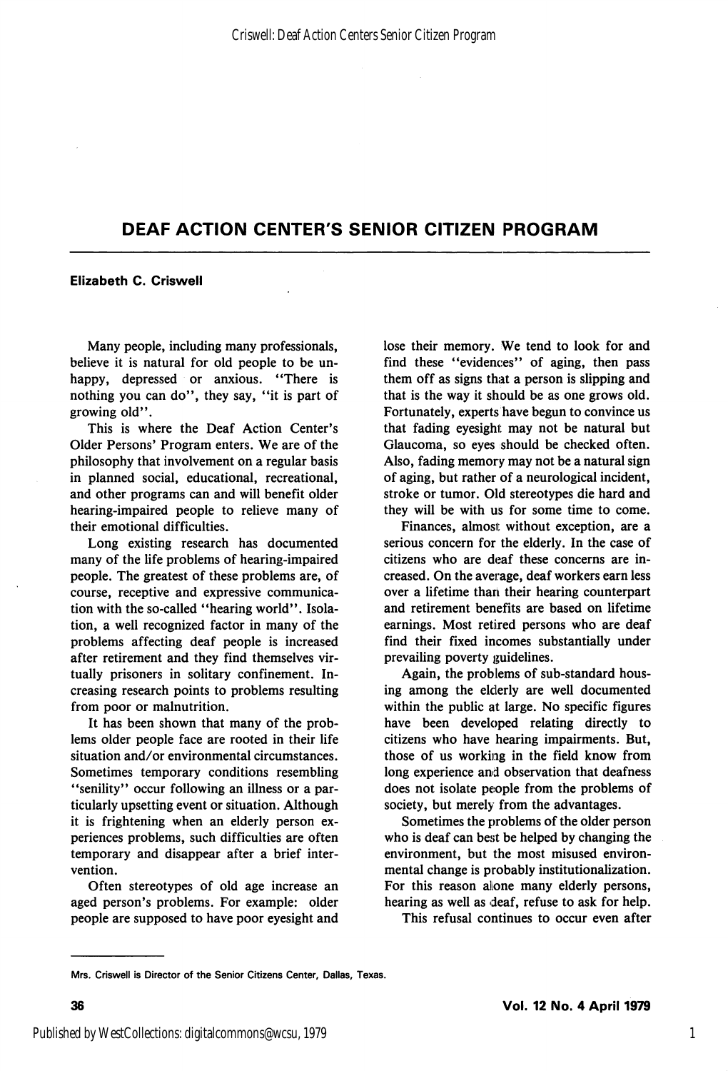# DEAF ACTION CENTER'S SENIOR CITIZEN PROGRAM

**Elizabeth C. Criswell**

Many people, including many professionals, believe it is natural for old people to be unhappy, depressed or anxious. "There is nothing you can do", they say, "it is part of growing old".

This is where the Deaf Action Center's Older Persons' Program enters. We are of the philosophy that involvement on a regular basis in planned social, educational, recreational, and other programs can and will benefit older hearing-impaired people to relieve many of their emotional difficulties.

Long existing research has documented many of the life problems of hearing-impaired people. The greatest of these problems are, of course, receptive and expressive communication with the so-called "hearing world". Isolation, a well recognized factor in many of the problems affecting deaf people is increased after retirement and they find themselves virtually prisoners in solitary confinement. Increasing research points to problems resulting from poor or malnutrition.

It has been shown that many of the problems older people face are rooted in their life situation and/or environmental circumstances. Sometimes temporary conditions resembling "senility" occur following an illness or a particularly upsetting event or situation. Although it is frightening when an elderly person experiences problems, such difficulties are often temporary and disappear after a brief intervention.

Often stereotypes of old age increase an aged person's problems. For example: older people are supposed to have poor eyesight and lose their memory. We tend to look for and find these "evidences" of aging, then pass them off as signs that a person is slipping and that is the way it should be as one grows old. Fortunately, experts have begun to convince us that fading eyesight may not be natural but Glaucoma, so eyes should be checked often. Also, fading memory may not be a natural sign of aging, but rather of a neurological incident, stroke or tumor. Old stereotypes die hard and they will be with us for some time to come.

Finances, almost without exception, are a serious concern for the elderly. In the case of citizens who are deaf these concerns are increased. On the average, deaf workers earn less over a lifetime than their hearing counterpart and retirement benefits are based on lifetime earnings. Most retired persons who are deaf find their fixed incomes substantially under prevailing poverty guidelines.

Again, the problems of sub-standard housing among the elderly are well documented within the public at large. No specific figures have been developed relating directly to citizens who have hearing impairments. But, those of us working in the field know from long experience and observation that deafness does not isolate people from the problems of society, but merely from the advantages.

Sometimes the problems of the older person who is deaf can best be helped by changing the environment, but the most misused environmental change is probably institutionalization. For this reason alone many elderly persons, hearing as well as deaf, refuse to ask for help.

This refusal continues to occur even after

---

Mrs. Criswell is Director of the Senior Citizens Center, Dallas, Texas.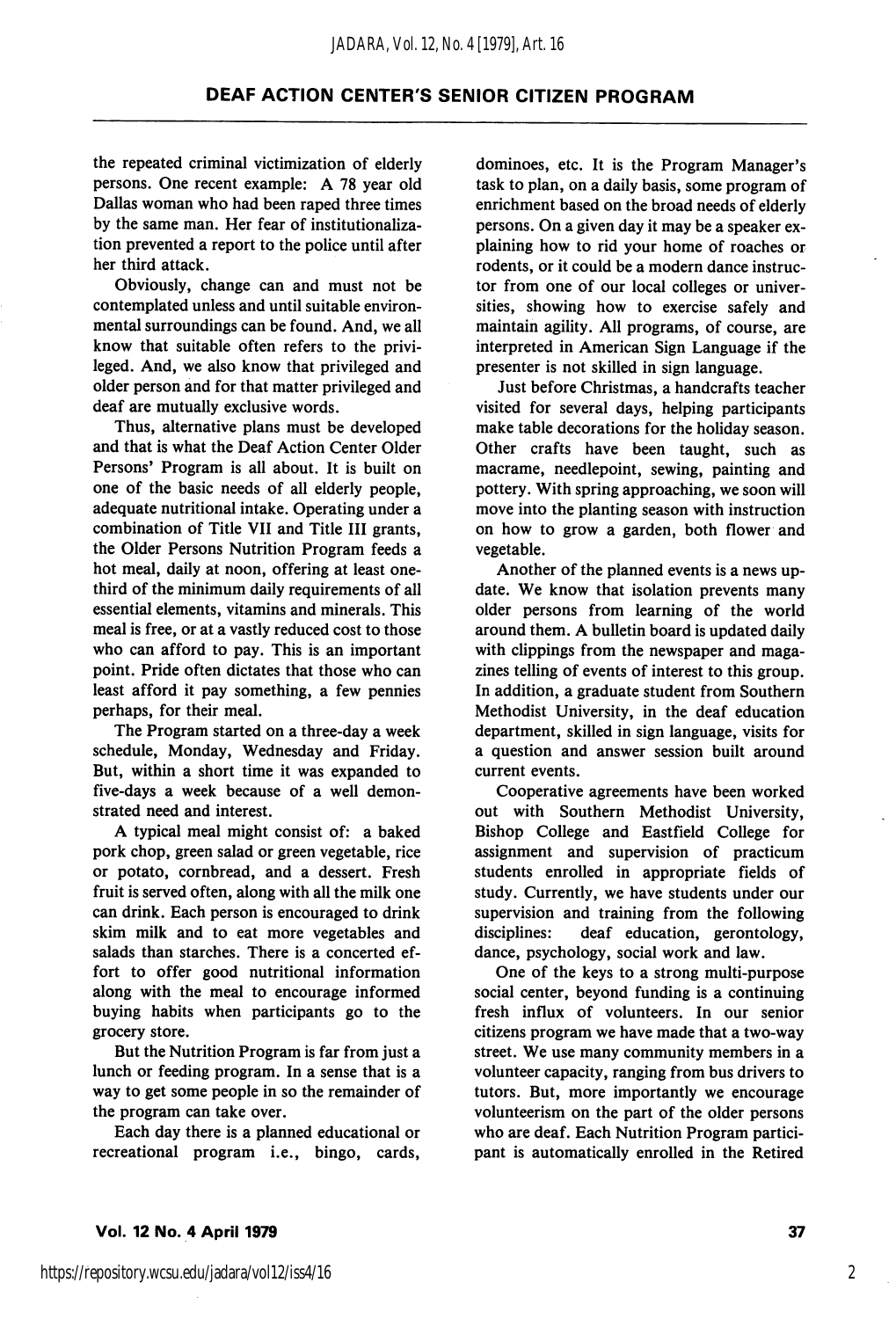the repeated criminal victimization of elderly persons. One recent example: A 78 year old Dallas woman who had been raped three times by the same man. Her fear of institutionalization prevented a report to the police until after her third attack.

Obviously, change can and must not be contemplated unless and until suitable environmental surroundings can be found. And, we all know that suitable often refers to the privileged. And, we also know that privileged and older person and for that matter privileged and deaf are mutually exclusive words.

Thus, alternative plans must be developed and that is what the Deaf Action Center Older Persons' Program is all about. It is built on one of the basic needs of all elderly people, adequate nutritional intake. Operating under a combination of Title VII and Title III grants, the Older Persons Nutrition Program feeds a hot meal, daily at noon, offering at least one-third of the minimum daily requirements of all essential elements, vitamins and minerals. This meal is free, or at a vastly reduced cost to those who can afford to pay. This is an important point. Pride often dictates that those who can least afford it pay something, a few pennies perhaps, for their meal.

The Program started on a three-day a week schedule, Monday, Wednesday and Friday. But, within a short time it was expanded to five-days a week because of a well demonstrated need and interest.

A typical meal might consist of: a baked pork chop, green salad or green vegetable, rice or potato, cornbread, and a dessert. Fresh fruit is served often, along with all the milk one can drink. Each person is encouraged to drink skim milk and to eat more vegetables and salads than starches. There is a concerted effort to offer good nutritional information along with the meal to encourage informed buying habits when participants go to the grocery store.

But the Nutrition Program is far from just a lunch or feeding program. In a sense that is a way to get some people in so the remainder of the program can take over.

Each day there is a planned educational or recreational program i.e., bingo, cards, dominoes, etc. It is the Program Manager's task to plan, on a daily basis, some program of enrichment based on the broad needs of elderly persons. On a given day it may be a speaker explaining how to rid your home of roaches or rodents, or it could be a modern dance instructor from one of our local colleges or universities, showing how to exercise safely and maintain agility. All programs, of course, are interpreted in American Sign Language if the presenter is not skilled in sign language.

Just before Christmas, a handcrafts teacher visited for several days, helping participants make table decorations for the holiday season. Other crafts have been taught, such as macrame, needlepoint, sewing, painting and pottery. With spring approaching, we soon will move into the planting season with instruction on how to grow a garden, both flower and vegetable.

Another of the planned events is a news update. We know that isolation prevents many older persons from learning of the world around them. A bulletin board is updated daily with clippings from the newspaper and magazines telling of events of interest to this group. In addition, a graduate student from Southern Methodist University, in the deaf education department, skilled in sign language, visits for a question and answer session built around current events.

Cooperative agreements have been worked out with Southern Methodist University, Bishop College and Eastfield College for assignment and supervision of practicum students enrolled in appropriate fields of study. Currently, we have students under our supervision and training from the following disciplines: deaf education, gerontology, dance, psychology, social work and law.

One of the keys to a strong multi-purpose social center, beyond funding is a continuing fresh influx of volunteers. In our senior citizens program we have made that a two-way street. We use many community members in a volunteer capacity, ranging from bus drivers to tutors. But, more importantly we encourage volunteerism on the part of the older persons who are deaf. Each Nutrition Program participant is automatically enrolled in the Retired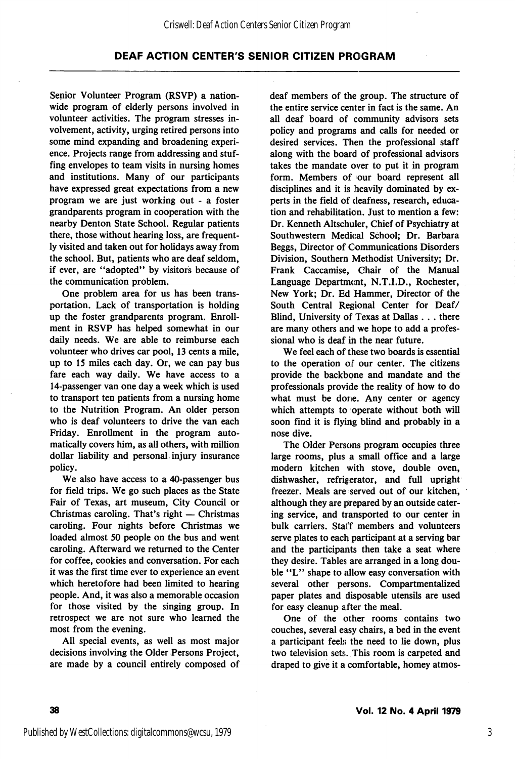Senior Volunteer Program (RSVP) a nationwide program of elderly persons involved in volunteer activities. The program stresses involvement, activity, urging retired persons into some mind expanding and broadening experience. Projects range from addressing and stuffing envelopes to team visits in nursing homes and institutions. Many of our participants have expressed great expectations from a new program we are just working out - a foster grandparents program in cooperation with the nearby Denton State School. Regular patients there, those without hearing loss, are frequently visited and taken out for holidays away from the school. But, patients who are deaf seldom, if ever, are "adopted" by visitors because of the communication problem.

One problem area for us has been transportation. Lack of transportation is holding up the foster grandparents program. Enrollment in RSVP has helped somewhat in our daily needs. We are able to reimburse each volunteer who drives car pool, 13 cents a mile, up to 15 miles each day. Or, we can pay bus fare each way daily. We have access to a 14-passenger van one day a week which is used to transport ten patients from a nursing home to the Nutrition Program. An older person who is deaf volunteers to drive the van each Friday. Enrollment in the program automatically covers him, as all others, with million dollar liability and personal injury insurance policy.

We also have access to a 40-passenger bus for field trips. We go such places as the State Fair of Texas, art museum, City Council or Christmas caroling. That's right — Christmas caroling. Four nights before Christmas we loaded almost 50 people on the bus and went caroling. Afterward we returned to the Center for coffee, cookies and conversation. For each it was the first time ever to experience an event which heretofore had been limited to hearing people. And, it was also a memorable occasion for those visited by the singing group. In retrospect we are not sure who learned the most from the evening.

All special events, as well as most major decisions involving the Older Persons Project, are made by a council entirely composed of deaf members of the group. The structure of the entire service center in fact is the same. An all deaf board of community advisors sets policy and programs and calls for needed or desired services. Then the professional staff along with the board of professional advisors takes the mandate over to put it in program form. Members of our board represent all disciplines and it is heavily dominated by experts in the field of deafness, research, education and rehabilitation. Just to mention a few: Dr. Kenneth Altschuler, Chief of Psychiatry at Southwestern Medical School; Dr. Barbara Beggs, Director of Communications Disorders Division, Southern Methodist University; Dr. Frank Caccamise, Chair of the Manual Language Department, N.T.I.D., Rochester, New York; Dr. Ed Hammer, Director of the South Central Regional Center for Deaf/Blind, University of Texas at Dallas . . . there are many others and we hope to add a professional who is deaf in the near future.

We feel each of these two boards is essential to the operation of our center. The citizens provide the backbone and mandate and the professionals provide the reality of how to do what must be done. Any center or agency which attempts to operate without both will soon find it is flying blind and probably in a nose dive.

The Older Persons program occupies three large rooms, plus a small office and a large modern kitchen with stove, double oven, dishwasher, refrigerator, and full upright freezer. Meals are served out of our kitchen, although they are prepared by an outside catering service, and transported to our center in bulk carriers. Staff members and volunteers serve plates to each participant at a serving bar and the participants then take a seat where they desire. Tables are arranged in a long double "L" shape to allow easy conversation with several other persons. Compartmentalized paper plates and disposable utensils are used for easy cleanup after the meal.

One of the other rooms contains two couches, several easy chairs, a bed in the event a participant feels the need to lie down, plus two television sets. This room is carpeted and draped to give it a comfortable, homey atmos-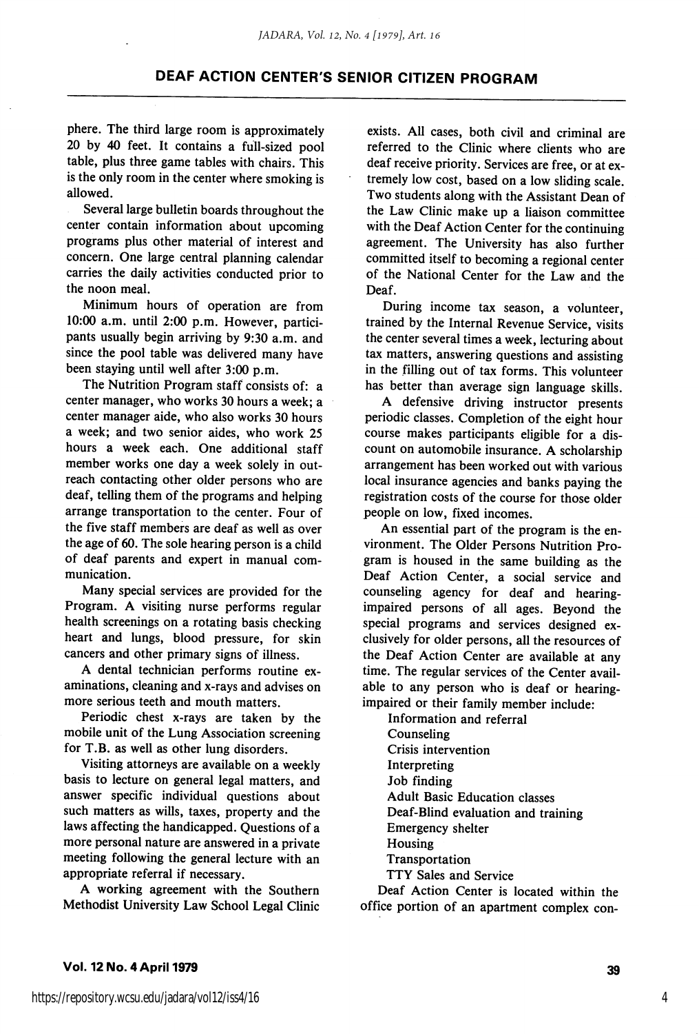phere. The third large room is approximately 20 by 40 feet. It contains a full-sized pool table, plus three game tables with chairs. This is the only room in the center where smoking is allowed.

Several large bulletin boards throughout the center contain information about upcoming programs plus other material of interest and concern. One large central planning calendar carries the daily activities conducted prior to the noon meal.

Minimum hours of operation are from 10:00 a.m. until 2:00 p.m. However, participants usually begin arriving by 9:30 a.m. and since the pool table was delivered many have been staying until well after 3:00 p.m.

The Nutrition Program staff consists of: a center manager, who works 30 hours a week; a center manager aide, who also works 30 hours a week; and two senior aides, who work 25 hours a week each. One additional staff member works one day a week solely in outreach contacting other older persons who are deaf, telling them of the programs and helping arrange transportation to the center. Four of the five staff members are deaf as well as over the age of 60. The sole hearing person is a child of deaf parents and expert in manual communication.

Many special services are provided for the Program. A visiting nurse performs regular health screenings on a rotating basis checking heart and lungs, blood pressure, for skin cancers and other primary signs of illness.

A dental technician performs routine examinations, cleaning and x-rays and advises on more serious teeth and mouth matters.

Periodic chest x-rays are taken by the mobile unit of the Lung Association screening for T.B. as well as other lung disorders.

Visiting attorneys are available on a weekly basis to lecture on general legal matters, and answer specific individual questions about such matters as wills, taxes, property and the laws affecting the handicapped. Questions of a more personal nature are answered in a private meeting following the general lecture with an appropriate referral if necessary.

A working agreement with the Southern Methodist University Law School Legal Clinic exists. All cases, both civil and criminal are referred to the Clinic where clients who are deaf receive priority. Services are free, or at extremely low cost, based on a low sliding scale. Two students along with the Assistant Dean of the Law Clinic make up a liaison committee with the Deaf Action Center for the continuing agreement. The University has also further committed itself to becoming a regional center of the National Center for the Law and the Deaf.

During income tax season, a volunteer, trained by the Internal Revenue Service, visits the center several times a week, lecturing about tax matters, answering questions and assisting in the filling out of tax forms. This volunteer has better than average sign language skills.

A defensive driving instructor presents periodic classes. Completion of the eight hour course makes participants eligible for a discount on automobile insurance. A scholarship arrangement has been worked out with various local insurance agencies and banks paying the registration costs of the course for those older people on low, fixed incomes.

An essential part of the program is the environment. The Older Persons Nutrition Program is housed in the same building as the Deaf Action Center, a social service and counseling agency for deaf and hearing-impaired persons of all ages. Beyond the special programs and services designed exclusively for older persons, all the resources of the Deaf Action Center are available at any time. The regular services of the Center available to any person who is deaf or hearing-impaired or their family member include:

- Information and referral
- Counseling
- Crisis intervention
- Interpreting
- Job finding
- Adult Basic Education classes
- Deaf-Blind evaluation and training
- Emergency shelter
- Housing
- Transportation
- TTY Sales and Service

Deaf Action Center is located within the office portion of an apartment complex con-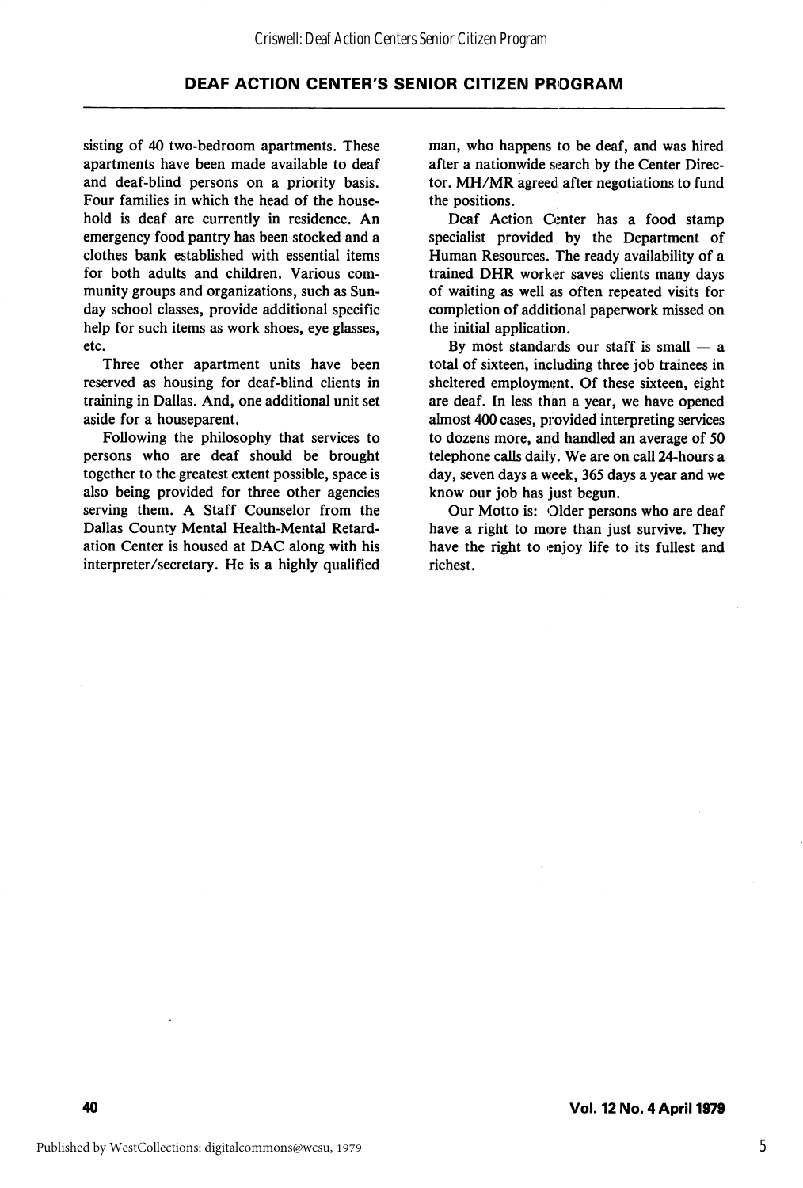sisting of 40 two-bedroom apartments. These apartments have been made available to deaf and deaf-blind persons on a priority basis. Four families in which the head of the household is deaf are currently in residence. An emergency food pantry has been stocked and a clothes bank established with essential items for both adults and children. Various community groups and organizations, such as Sunday school classes, provide additional specific help for such items as work shoes, eye glasses, etc.

Three other apartment units have been reserved as housing for deaf-blind clients in training in Dallas. And, one additional unit set aside for a houseparent.

Following the philosophy that services to persons who are deaf should be brought together to the greatest extent possible, space is also being provided for three other agencies serving them. A Staff Counselor from the Dallas County Mental Health-Mental Retardation Center is housed at DAC along with his interpreter/secretary. He is a highly qualified man, who happens to be deaf, and was hired after a nationwide search by the Center Director. MH/MR agreed after negotiations to fund the positions.

Deaf Action Center has a food stamp specialist provided by the Department of Human Resources. The ready availability of a trained DHR worker saves clients many days of waiting as well as often repeated visits for completion of additional paperwork missed on the initial application.

By most standards our staff is small — a total of sixteen, including three job trainees in sheltered employment. Of these sixteen, eight are deaf. In less than a year, we have opened almost 400 cases, provided interpreting services to dozens more, and handled an average of 50 telephone calls daily. We are on call 24-hours a day, seven days a week, 365 days a year and we know our job has just begun.

Our Motto is: Older persons who are deaf have a right to more than just survive. They have the right to enjoy life to its fullest and richest.